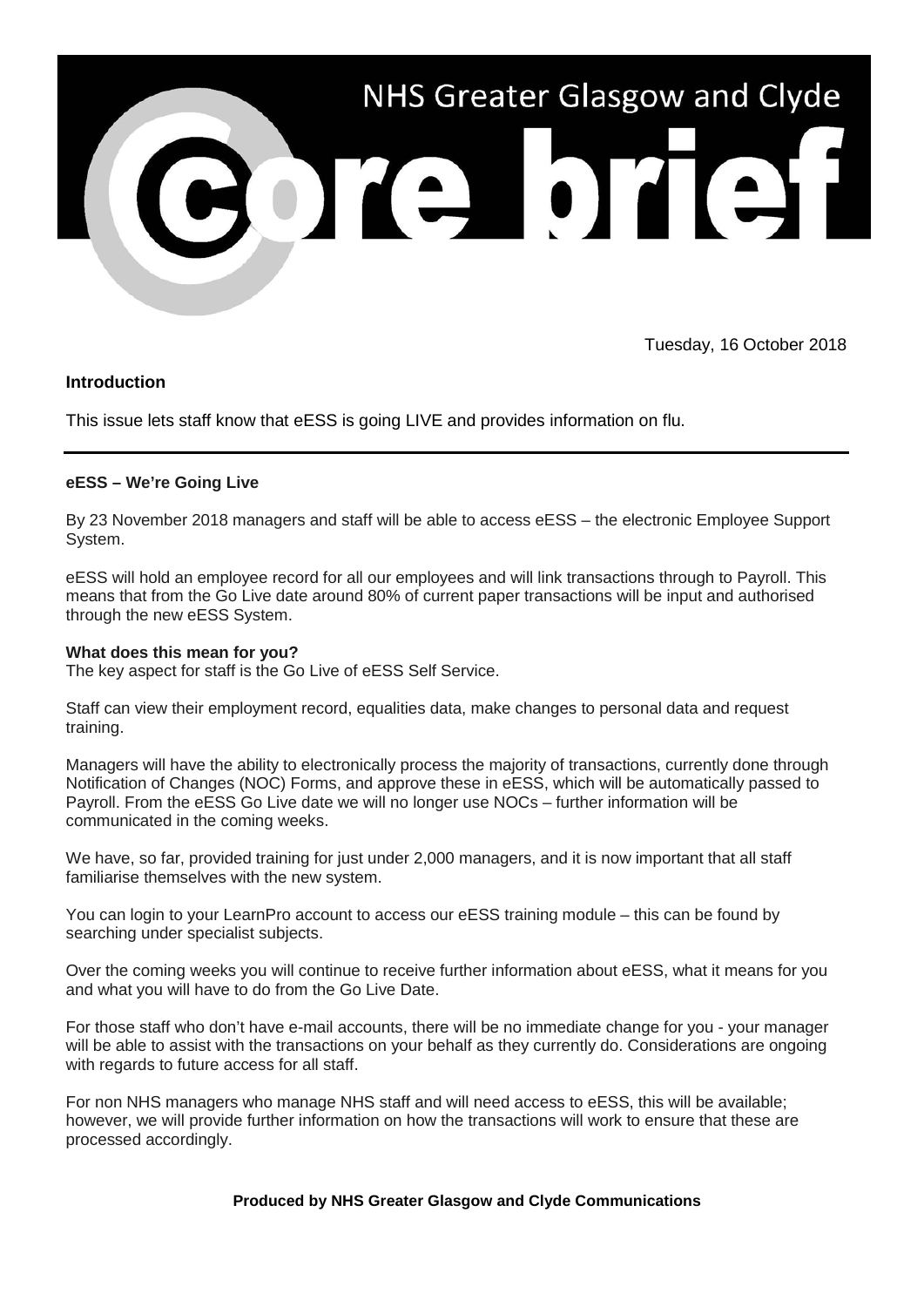# NHS Greater Glasgow and Clyde Core brief

Tuesday, 16 October 2018

### Introduction

This issue lets staff know that eESS is going LIVE and provides information on flu.

---

### eESS – We're Going Live

By 23 November 2018 managers and staff will be able to access eESS – the electronic Employee Support System.

eESS will hold an employee record for all our employees and will link transactions through to Payroll. This means that from the Go Live date around 80% of current paper transactions will be input and authorised through the new eESS System.

**What does this mean for you?**
The key aspect for staff is the Go Live of eESS Self Service.

Staff can view their employment record, equalities data, make changes to personal data and request training.

Managers will have the ability to electronically process the majority of transactions, currently done through Notification of Changes (NOC) Forms, and approve these in eESS, which will be automatically passed to Payroll. From the eESS Go Live date we will no longer use NOCs – further information will be communicated in the coming weeks.

We have, so far, provided training for just under 2,000 managers, and it is now important that all staff familiarise themselves with the new system.

You can login to your LearnPro account to access our eESS training module – this can be found by searching under specialist subjects.

Over the coming weeks you will continue to receive further information about eESS, what it means for you and what you will have to do from the Go Live Date.

For those staff who don't have e-mail accounts, there will be no immediate change for you - your manager will be able to assist with the transactions on your behalf as they currently do. Considerations are ongoing with regards to future access for all staff.

For non NHS managers who manage NHS staff and will need access to eESS, this will be available; however, we will provide further information on how the transactions will work to ensure that these are processed accordingly.

**Produced by NHS Greater Glasgow and Clyde Communications**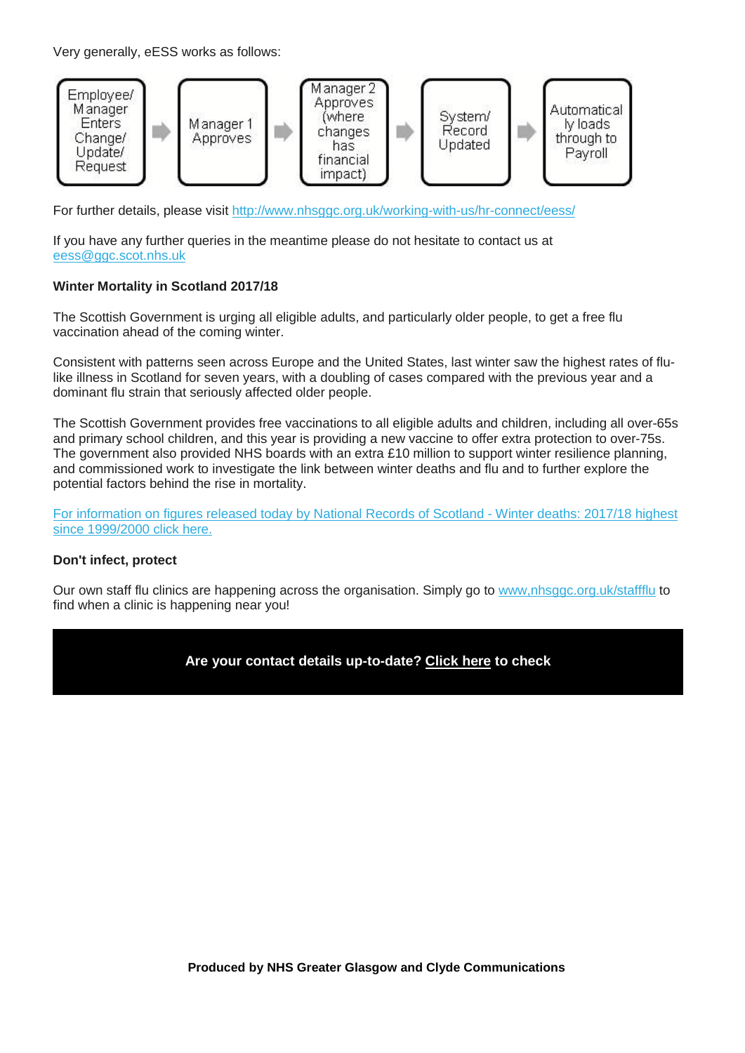Very generally, eESS works as follows:

Employee/ Manager Enters Change/ Update/ Request → Manager 1 Approves → Manager 2 Approves (where changes has financial impact) → System/ Record Updated → Automatically loads through to Payroll

For further details, please visit http://www.nhsggc.org.uk/working-with-us/hr-connect/eess/

If you have any further queries in the meantime please do not hesitate to contact us at eess@ggc.scot.nhs.uk

**Winter Mortality in Scotland 2017/18**

The Scottish Government is urging all eligible adults, and particularly older people, to get a free flu vaccination ahead of the coming winter.

Consistent with patterns seen across Europe and the United States, last winter saw the highest rates of flu-like illness in Scotland for seven years, with a doubling of cases compared with the previous year and a dominant flu strain that seriously affected older people.

The Scottish Government provides free vaccinations to all eligible adults and children, including all over-65s and primary school children, and this year is providing a new vaccine to offer extra protection to over-75s. The government also provided NHS boards with an extra £10 million to support winter resilience planning, and commissioned work to investigate the link between winter deaths and flu and to further explore the potential factors behind the rise in mortality.

For information on figures released today by National Records of Scotland - Winter deaths: 2017/18 highest since 1999/2000 click here.

**Don't infect, protect**

Our own staff flu clinics are happening across the organisation. Simply go to www,nhsggc.org.uk/staffflu to find when a clinic is happening near you!

**Are your contact details up-to-date? Click here to check**

**Produced by NHS Greater Glasgow and Clyde Communications**